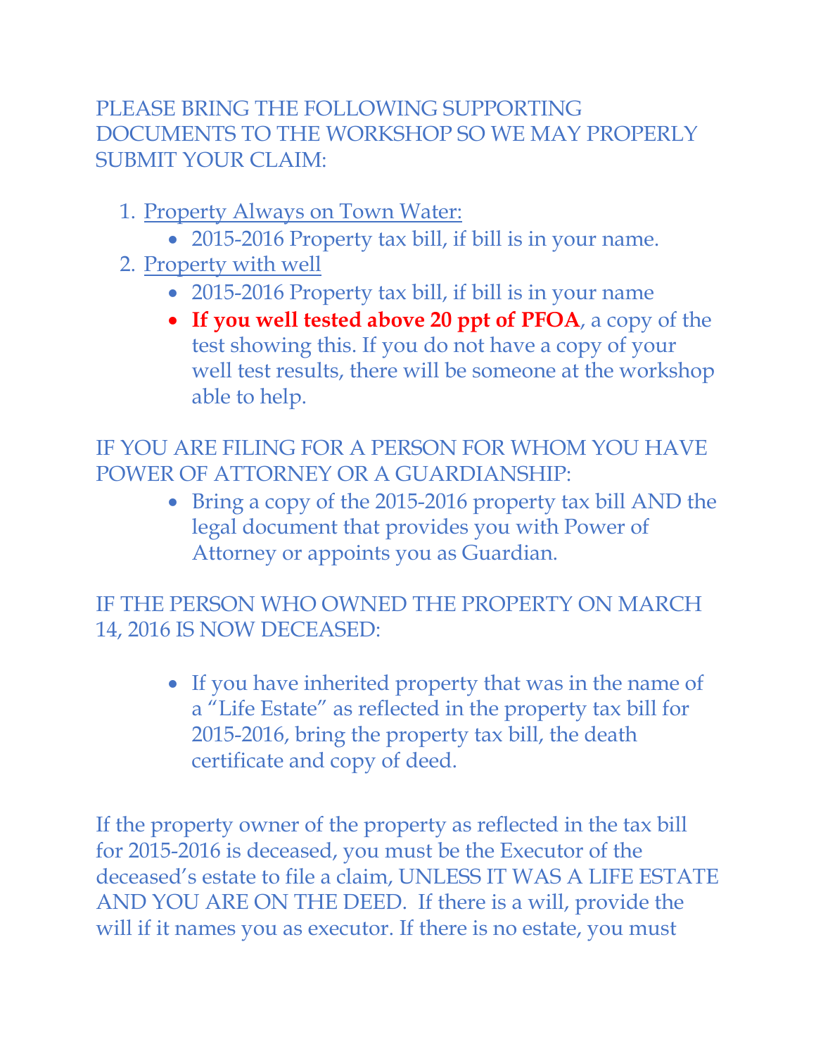PLEASE BRING THE FOLLOWING SUPPORTING DOCUMENTS TO THE WORKSHOP SO WE MAY PROPERLY SUBMIT YOUR CLAIM:

1. Property Always on Town Water:
    - 2015-2016 Property tax bill, if bill is in your name.
2. Property with well
    - 2015-2016 Property tax bill, if bill is in your name
    - **If you well tested above 20 ppt of PFOA**, a copy of the test showing this. If you do not have a copy of your well test results, there will be someone at the workshop able to help.

IF YOU ARE FILING FOR A PERSON FOR WHOM YOU HAVE POWER OF ATTORNEY OR A GUARDIANSHIP:

- Bring a copy of the 2015-2016 property tax bill AND the legal document that provides you with Power of Attorney or appoints you as Guardian.

IF THE PERSON WHO OWNED THE PROPERTY ON MARCH 14, 2016 IS NOW DECEASED:

- If you have inherited property that was in the name of a "Life Estate" as reflected in the property tax bill for 2015-2016, bring the property tax bill, the death certificate and copy of deed.

If the property owner of the property as reflected in the tax bill for 2015-2016 is deceased, you must be the Executor of the deceased's estate to file a claim, UNLESS IT WAS A LIFE ESTATE AND YOU ARE ON THE DEED. If there is a will, provide the will if it names you as executor. If there is no estate, you must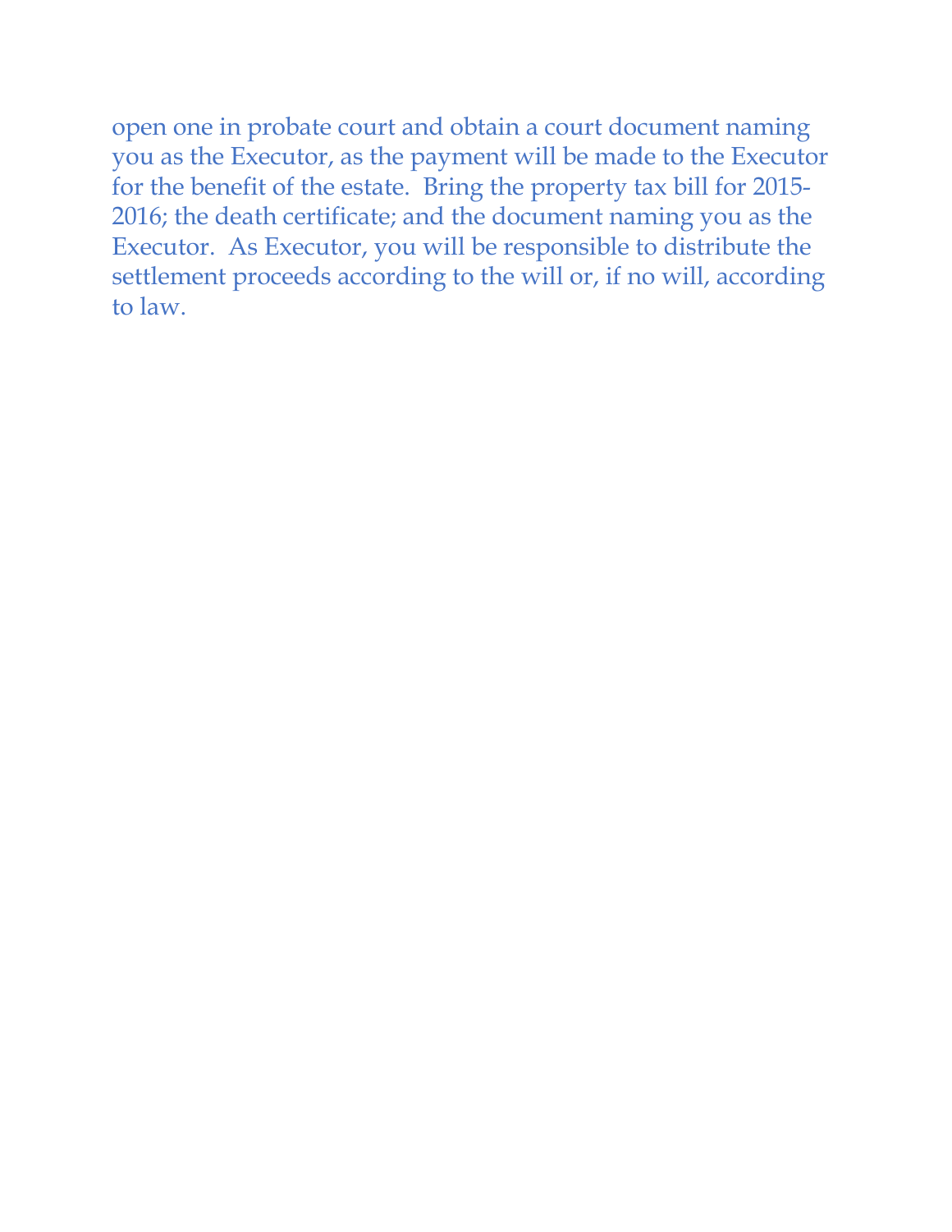open one in probate court and obtain a court document naming you as the Executor, as the payment will be made to the Executor for the benefit of the estate. Bring the property tax bill for 2015-2016; the death certificate; and the document naming you as the Executor. As Executor, you will be responsible to distribute the settlement proceeds according to the will or, if no will, according to law.